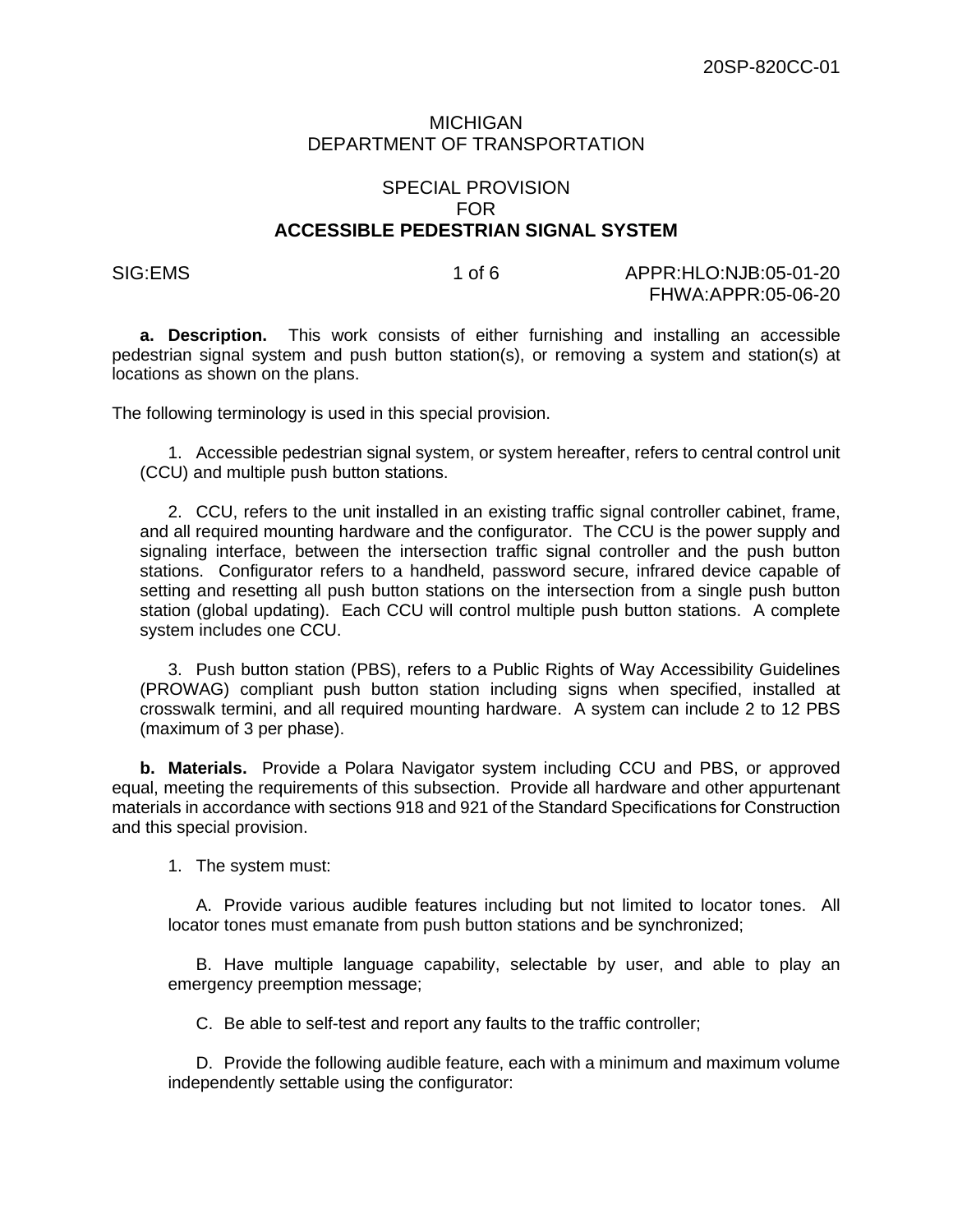20SP-820CC-01

MICHIGAN
DEPARTMENT OF TRANSPORTATION

SPECIAL PROVISION
FOR
**ACCESSIBLE PEDESTRIAN SIGNAL SYSTEM**

SIG:EMS  APPR:HLO:NJB:05-01-20
FHWA:APPR:05-06-20

**a. Description.** This work consists of either furnishing and installing an accessible pedestrian signal system and push button station(s), or removing a system and station(s) at locations as shown on the plans.

The following terminology is used in this special provision.

1. Accessible pedestrian signal system, or system hereafter, refers to central control unit (CCU) and multiple push button stations.

2. CCU, refers to the unit installed in an existing traffic signal controller cabinet, frame, and all required mounting hardware and the configurator. The CCU is the power supply and signaling interface, between the intersection traffic signal controller and the push button stations. Configurator refers to a handheld, password secure, infrared device capable of setting and resetting all push button stations on the intersection from a single push button station (global updating). Each CCU will control multiple push button stations. A complete system includes one CCU.

3. Push button station (PBS), refers to a Public Rights of Way Accessibility Guidelines (PROWAG) compliant push button station including signs when specified, installed at crosswalk termini, and all required mounting hardware. A system can include 2 to 12 PBS (maximum of 3 per phase).

**b. Materials.** Provide a Polara Navigator system including CCU and PBS, or approved equal, meeting the requirements of this subsection. Provide all hardware and other appurtenant materials in accordance with sections 918 and 921 of the Standard Specifications for Construction and this special provision.

1. The system must:

A. Provide various audible features including but not limited to locator tones. All locator tones must emanate from push button stations and be synchronized;

B. Have multiple language capability, selectable by user, and able to play an emergency preemption message;

C. Be able to self-test and report any faults to the traffic controller;

D. Provide the following audible feature, each with a minimum and maximum volume independently settable using the configurator: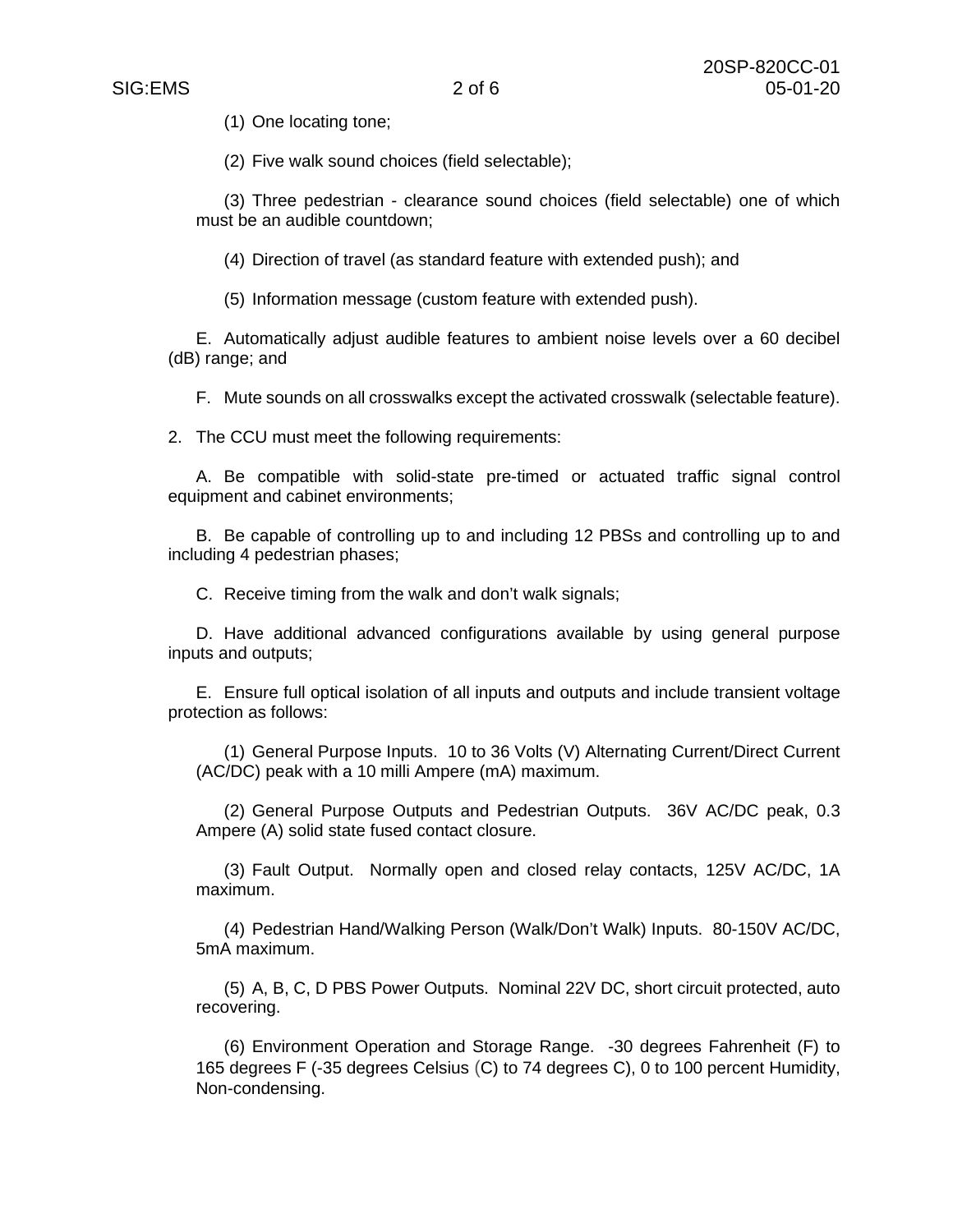(1) One locating tone;

(2) Five walk sound choices (field selectable);

(3) Three pedestrian - clearance sound choices (field selectable) one of which must be an audible countdown;

(4) Direction of travel (as standard feature with extended push); and

(5) Information message (custom feature with extended push).

E. Automatically adjust audible features to ambient noise levels over a 60 decibel (dB) range; and

F. Mute sounds on all crosswalks except the activated crosswalk (selectable feature).

2. The CCU must meet the following requirements:

A. Be compatible with solid-state pre-timed or actuated traffic signal control equipment and cabinet environments;

B. Be capable of controlling up to and including 12 PBSs and controlling up to and including 4 pedestrian phases;

C. Receive timing from the walk and don't walk signals;

D. Have additional advanced configurations available by using general purpose inputs and outputs;

E. Ensure full optical isolation of all inputs and outputs and include transient voltage protection as follows:

(1) General Purpose Inputs. 10 to 36 Volts (V) Alternating Current/Direct Current (AC/DC) peak with a 10 milli Ampere (mA) maximum.

(2) General Purpose Outputs and Pedestrian Outputs. 36V AC/DC peak, 0.3 Ampere (A) solid state fused contact closure.

(3) Fault Output. Normally open and closed relay contacts, 125V AC/DC, 1A maximum.

(4) Pedestrian Hand/Walking Person (Walk/Don't Walk) Inputs. 80-150V AC/DC, 5mA maximum.

(5) A, B, C, D PBS Power Outputs. Nominal 22V DC, short circuit protected, auto recovering.

(6) Environment Operation and Storage Range. -30 degrees Fahrenheit (F) to 165 degrees F (-35 degrees Celsius (C) to 74 degrees C), 0 to 100 percent Humidity, Non-condensing.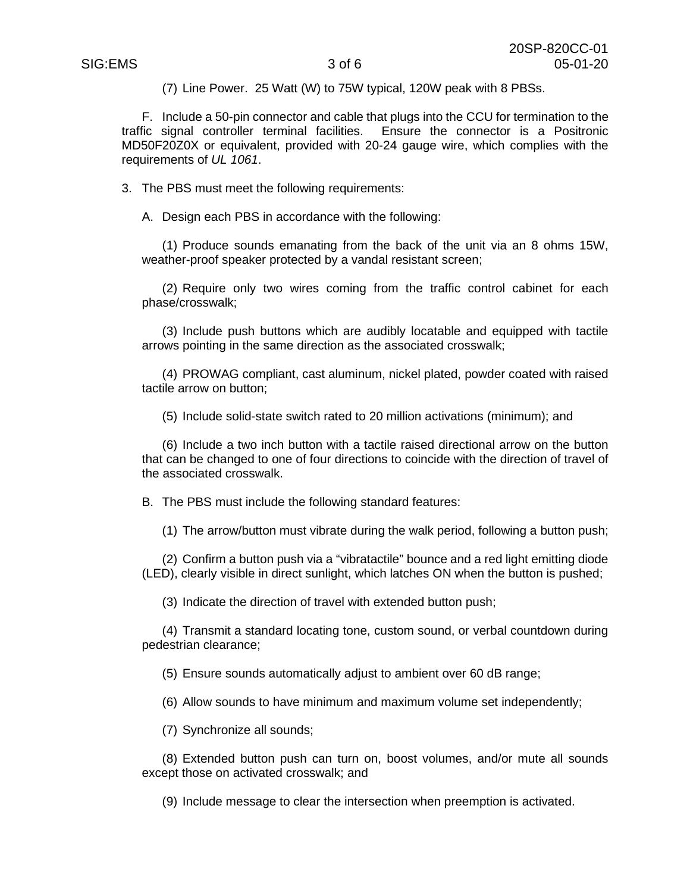(7) Line Power. 25 Watt (W) to 75W typical, 120W peak with 8 PBSs.

F. Include a 50-pin connector and cable that plugs into the CCU for termination to the traffic signal controller terminal facilities. Ensure the connector is a Positronic MD50F20Z0X or equivalent, provided with 20-24 gauge wire, which complies with the requirements of *UL 1061*.

3. The PBS must meet the following requirements:

A. Design each PBS in accordance with the following:

(1) Produce sounds emanating from the back of the unit via an 8 ohms 15W, weather-proof speaker protected by a vandal resistant screen;

(2) Require only two wires coming from the traffic control cabinet for each phase/crosswalk;

(3) Include push buttons which are audibly locatable and equipped with tactile arrows pointing in the same direction as the associated crosswalk;

(4) PROWAG compliant, cast aluminum, nickel plated, powder coated with raised tactile arrow on button;

(5) Include solid-state switch rated to 20 million activations (minimum); and

(6) Include a two inch button with a tactile raised directional arrow on the button that can be changed to one of four directions to coincide with the direction of travel of the associated crosswalk.

B. The PBS must include the following standard features:

(1) The arrow/button must vibrate during the walk period, following a button push;

(2) Confirm a button push via a "vibratactile" bounce and a red light emitting diode (LED), clearly visible in direct sunlight, which latches ON when the button is pushed;

(3) Indicate the direction of travel with extended button push;

(4) Transmit a standard locating tone, custom sound, or verbal countdown during pedestrian clearance;

(5) Ensure sounds automatically adjust to ambient over 60 dB range;

(6) Allow sounds to have minimum and maximum volume set independently;

(7) Synchronize all sounds;

(8) Extended button push can turn on, boost volumes, and/or mute all sounds except those on activated crosswalk; and

(9) Include message to clear the intersection when preemption is activated.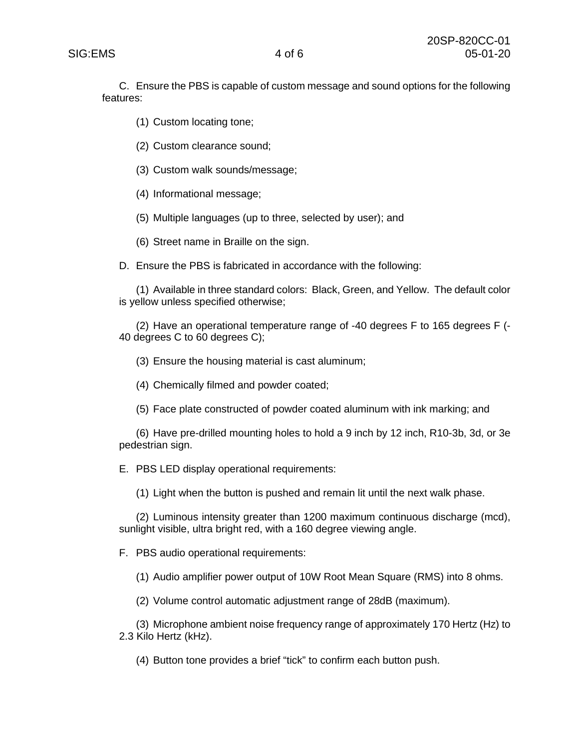C. Ensure the PBS is capable of custom message and sound options for the following features:

(1) Custom locating tone;

(2) Custom clearance sound;

(3) Custom walk sounds/message;

(4) Informational message;

(5) Multiple languages (up to three, selected by user); and

(6) Street name in Braille on the sign.

D. Ensure the PBS is fabricated in accordance with the following:

(1) Available in three standard colors: Black, Green, and Yellow. The default color is yellow unless specified otherwise;

(2) Have an operational temperature range of -40 degrees F to 165 degrees F (-40 degrees C to 60 degrees C);

(3) Ensure the housing material is cast aluminum;

(4) Chemically filmed and powder coated;

(5) Face plate constructed of powder coated aluminum with ink marking; and

(6) Have pre-drilled mounting holes to hold a 9 inch by 12 inch, R10-3b, 3d, or 3e pedestrian sign.

E. PBS LED display operational requirements:

(1) Light when the button is pushed and remain lit until the next walk phase.

(2) Luminous intensity greater than 1200 maximum continuous discharge (mcd), sunlight visible, ultra bright red, with a 160 degree viewing angle.

F. PBS audio operational requirements:

(1) Audio amplifier power output of 10W Root Mean Square (RMS) into 8 ohms.

(2) Volume control automatic adjustment range of 28dB (maximum).

(3) Microphone ambient noise frequency range of approximately 170 Hertz (Hz) to 2.3 Kilo Hertz (kHz).

(4) Button tone provides a brief “tick” to confirm each button push.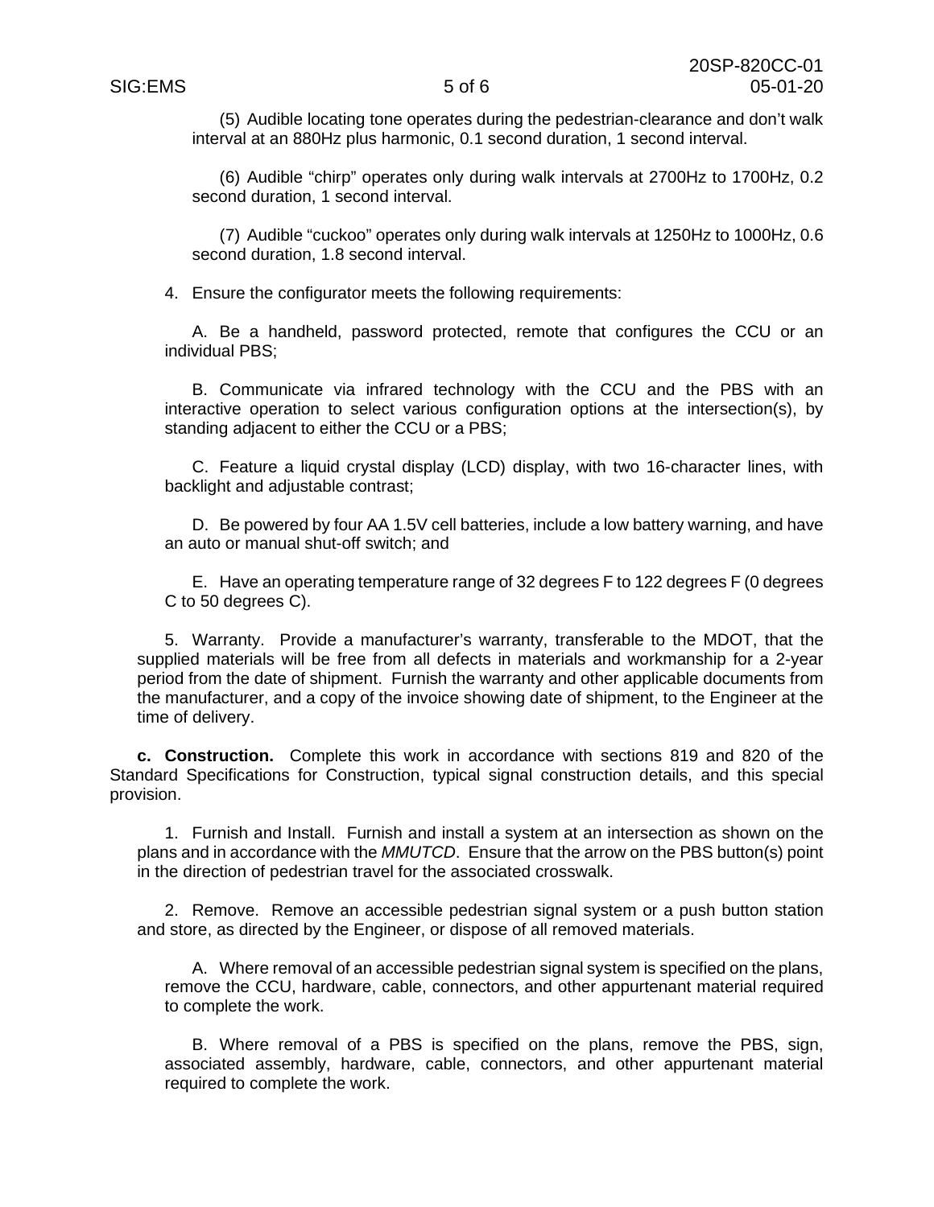(5) Audible locating tone operates during the pedestrian-clearance and don't walk interval at an 880Hz plus harmonic, 0.1 second duration, 1 second interval.

(6) Audible "chirp" operates only during walk intervals at 2700Hz to 1700Hz, 0.2 second duration, 1 second interval.

(7) Audible "cuckoo" operates only during walk intervals at 1250Hz to 1000Hz, 0.6 second duration, 1.8 second interval.

4. Ensure the configurator meets the following requirements:

A. Be a handheld, password protected, remote that configures the CCU or an individual PBS;

B. Communicate via infrared technology with the CCU and the PBS with an interactive operation to select various configuration options at the intersection(s), by standing adjacent to either the CCU or a PBS;

C. Feature a liquid crystal display (LCD) display, with two 16-character lines, with backlight and adjustable contrast;

D. Be powered by four AA 1.5V cell batteries, include a low battery warning, and have an auto or manual shut-off switch; and

E. Have an operating temperature range of 32 degrees F to 122 degrees F (0 degrees C to 50 degrees C).

5. Warranty. Provide a manufacturer's warranty, transferable to the MDOT, that the supplied materials will be free from all defects in materials and workmanship for a 2-year period from the date of shipment. Furnish the warranty and other applicable documents from the manufacturer, and a copy of the invoice showing date of shipment, to the Engineer at the time of delivery.

**c. Construction.** Complete this work in accordance with sections 819 and 820 of the Standard Specifications for Construction, typical signal construction details, and this special provision.

1. Furnish and Install. Furnish and install a system at an intersection as shown on the plans and in accordance with the *MMUTCD*. Ensure that the arrow on the PBS button(s) point in the direction of pedestrian travel for the associated crosswalk.

2. Remove. Remove an accessible pedestrian signal system or a push button station and store, as directed by the Engineer, or dispose of all removed materials.

A. Where removal of an accessible pedestrian signal system is specified on the plans, remove the CCU, hardware, cable, connectors, and other appurtenant material required to complete the work.

B. Where removal of a PBS is specified on the plans, remove the PBS, sign, associated assembly, hardware, cable, connectors, and other appurtenant material required to complete the work.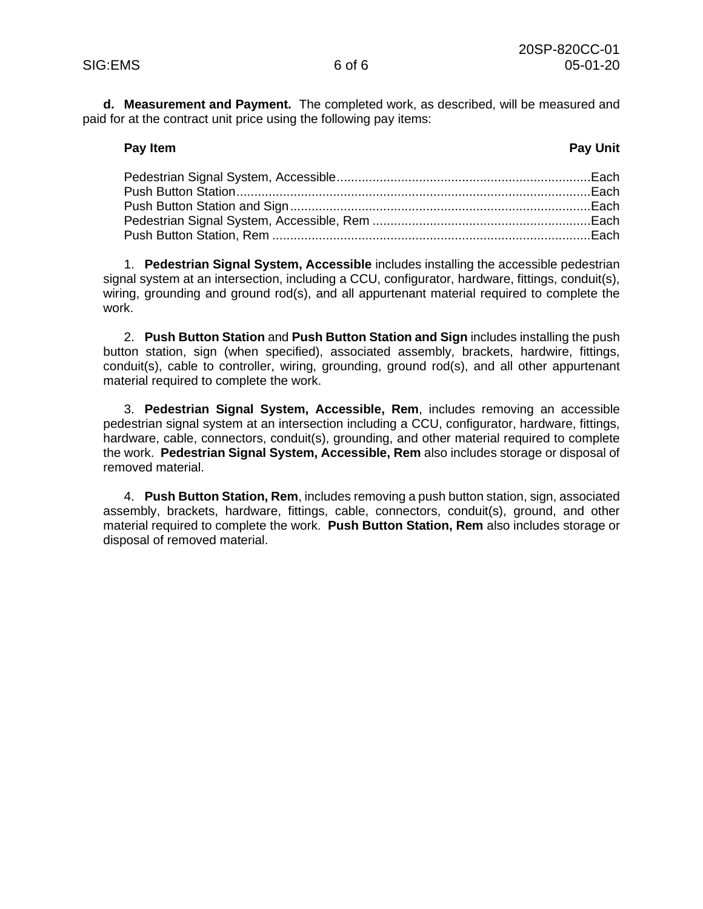**d. Measurement and Payment.** The completed work, as described, will be measured and paid for at the contract unit price using the following pay items:

| Pay Item | Pay Unit |
| --- | --- |
| Pedestrian Signal System, Accessible | Each |
| Push Button Station | Each |
| Push Button Station and Sign | Each |
| Pedestrian Signal System, Accessible, Rem | Each |
| Push Button Station, Rem | Each |

1. **Pedestrian Signal System, Accessible** includes installing the accessible pedestrian signal system at an intersection, including a CCU, configurator, hardware, fittings, conduit(s), wiring, grounding and ground rod(s), and all appurtenant material required to complete the work.

2. **Push Button Station** and **Push Button Station and Sign** includes installing the push button station, sign (when specified), associated assembly, brackets, hardwire, fittings, conduit(s), cable to controller, wiring, grounding, ground rod(s), and all other appurtenant material required to complete the work.

3. **Pedestrian Signal System, Accessible, Rem**, includes removing an accessible pedestrian signal system at an intersection including a CCU, configurator, hardware, fittings, hardware, cable, connectors, conduit(s), grounding, and other material required to complete the work. **Pedestrian Signal System, Accessible, Rem** also includes storage or disposal of removed material.

4. **Push Button Station, Rem**, includes removing a push button station, sign, associated assembly, brackets, hardware, fittings, cable, connectors, conduit(s), ground, and other material required to complete the work. **Push Button Station, Rem** also includes storage or disposal of removed material.